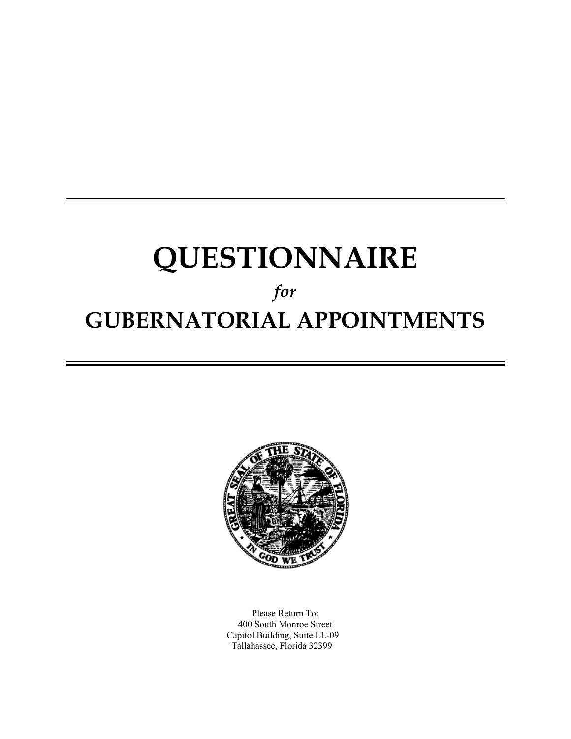# QUESTIONNAIRE

*for*

# GUBERNATORIAL APPOINTMENTS

Please Return To:
400 South Monroe Street
Capitol Building, Suite LL-09
Tallahassee, Florida 32399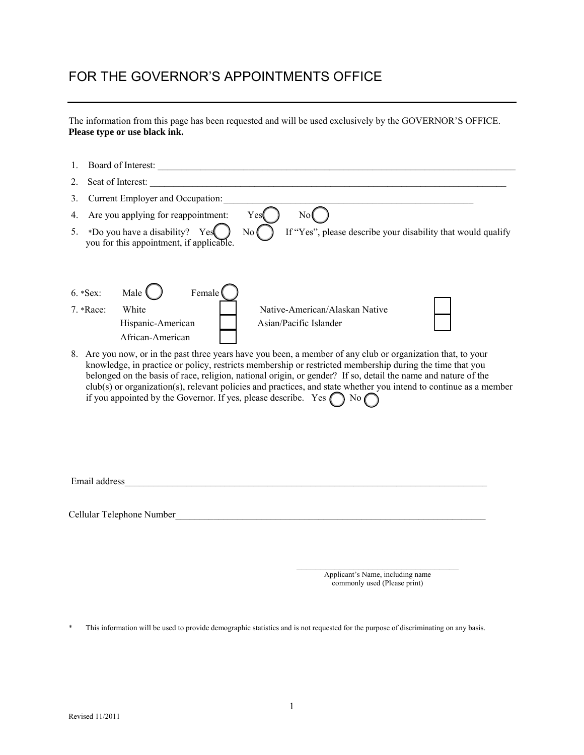# FOR THE GOVERNOR'S APPOINTMENTS OFFICE

The information from this page has been requested and will be used exclusively by the GOVERNOR'S OFFICE. **Please type or use black ink.**

1. Board of Interest: ___________________________________________________________________________
2. Seat of Interest: ___________________________________________________________________________
3. Current Employer and Occupation: _____________________________________________________
4. Are you applying for reappointment: Yes ◯ No ◯
5. *Do you have a disability? Yes ◯ No ◯ If "Yes", please describe your disability that would qualify you for this appointment, if applicable.

6. *Sex: Male ◯ Female ◯
7. *Race:

| | | | |
|---|---|---|---|
| White | ☐ | Native-American/Alaskan Native | ☐ |
| Hispanic-American | ☐ | Asian/Pacific Islander | ☐ |
| African-American | ☐ | | |

8. Are you now, or in the past three years have you been, a member of any club or organization that, to your knowledge, in practice or policy, restricts membership or restricted membership during the time that you belonged on the basis of race, religion, national origin, or gender? If so, detail the name and nature of the club(s) or organization(s), relevant policies and practices, and state whether you intend to continue as a member if you appointed by the Governor. If yes, please describe. Yes ◯ No ◯

Email address___________________________________________________________________________

Cellular Telephone Number_____________________________________________________________

_________________________________
Applicant's Name, including name commonly used (Please print)

\* This information will be used to provide demographic statistics and is not requested for the purpose of discriminating on any basis.

Revised 11/2011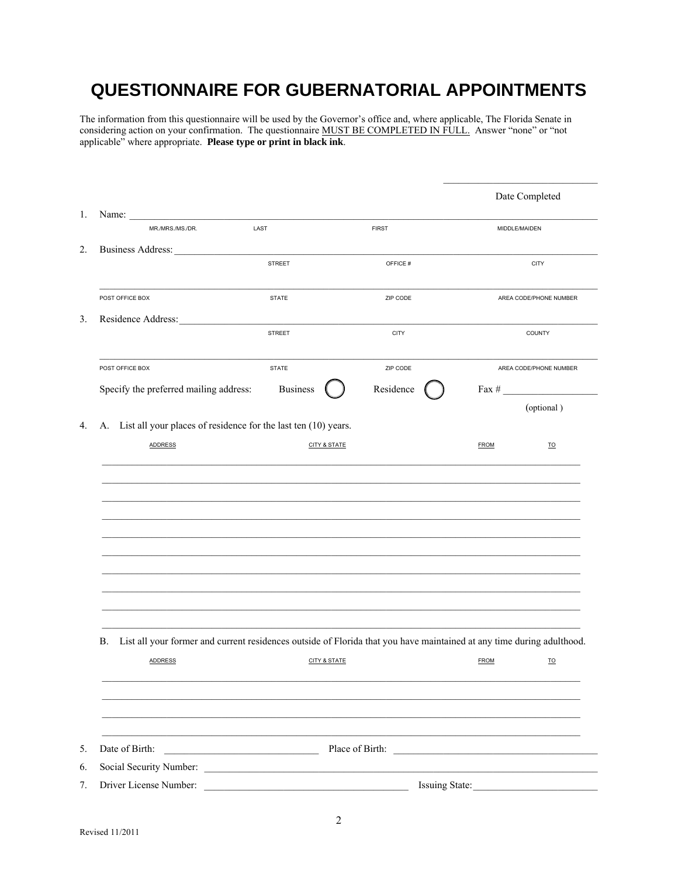# QUESTIONNAIRE FOR GUBERNATORIAL APPOINTMENTS

The information from this questionnaire will be used by the Governor's office and, where applicable, The Florida Senate in considering action on your confirmation. The questionnaire MUST BE COMPLETED IN FULL. Answer "none" or "not applicable" where appropriate. **Please type or print in black ink**.

\_\_\_\_\_\_\_\_\_\_\_\_\_\_\_\_\_\_\_\_\_\_\_\_\_\_\_\_\_\_
Date Completed

1. Name: \_\_\_\_\_\_\_\_\_\_\_\_\_\_\_\_\_\_\_\_\_\_\_\_\_\_\_\_\_\_\_\_\_\_\_\_\_\_\_\_\_\_\_\_\_\_\_\_\_\_\_\_\_\_\_\_\_\_\_\_\_\_\_\_\_\_
   MR./MRS./MS./DR. &nbsp;&nbsp; LAST &nbsp;&nbsp; FIRST &nbsp;&nbsp; MIDDLE/MAIDEN

2. Business Address: \_\_\_\_\_\_\_\_\_\_\_\_\_\_\_\_\_\_\_\_\_\_\_\_\_\_\_\_\_\_\_\_\_\_\_\_\_\_\_\_\_\_\_\_\_\_\_\_\_\_\_\_\_\_\_\_\_\_
   STREET &nbsp;&nbsp; OFFICE # &nbsp;&nbsp; CITY

   \_\_\_\_\_\_\_\_\_\_\_\_\_\_\_\_\_\_\_\_\_\_\_\_\_\_\_\_\_\_\_\_\_\_\_\_\_\_\_\_\_\_\_\_\_\_\_\_\_\_\_\_\_\_\_\_\_\_\_\_\_\_\_\_\_\_\_\_\_\_\_\_\_\_\_\_
   POST OFFICE BOX &nbsp;&nbsp; STATE &nbsp;&nbsp; ZIP CODE &nbsp;&nbsp; AREA CODE/PHONE NUMBER

3. Residence Address: \_\_\_\_\_\_\_\_\_\_\_\_\_\_\_\_\_\_\_\_\_\_\_\_\_\_\_\_\_\_\_\_\_\_\_\_\_\_\_\_\_\_\_\_\_\_\_\_\_\_\_\_\_\_\_\_\_\_
   STREET &nbsp;&nbsp; CITY &nbsp;&nbsp; COUNTY

   \_\_\_\_\_\_\_\_\_\_\_\_\_\_\_\_\_\_\_\_\_\_\_\_\_\_\_\_\_\_\_\_\_\_\_\_\_\_\_\_\_\_\_\_\_\_\_\_\_\_\_\_\_\_\_\_\_\_\_\_\_\_\_\_\_\_\_\_\_\_\_\_\_\_\_\_
   POST OFFICE BOX &nbsp;&nbsp; STATE &nbsp;&nbsp; ZIP CODE &nbsp;&nbsp; AREA CODE/PHONE NUMBER

   Specify the preferred mailing address: &nbsp;&nbsp; Business ◯ &nbsp;&nbsp; Residence ◯ &nbsp;&nbsp; Fax # \_\_\_\_\_\_\_\_\_\_\_\_\_\_\_\_
   (optional)

4. A. List all your places of residence for the last ten (10) years.

| ADDRESS | CITY & STATE | FROM | TO |
|---|---|---|---|
| | | | |
| | | | |
| | | | |
| | | | |
| | | | |
| | | | |
| | | | |
| | | | |
| | | | |

   B. List all your former and current residences outside of Florida that you have maintained at any time during adulthood.

| ADDRESS | CITY & STATE | FROM | TO |
|---|---|---|---|
| | | | |
| | | | |
| | | | |
| | | | |

5. Date of Birth: \_\_\_\_\_\_\_\_\_\_\_\_\_\_\_\_\_\_\_\_\_\_\_\_ Place of Birth: \_\_\_\_\_\_\_\_\_\_\_\_\_\_\_\_\_\_\_\_\_\_\_\_\_\_\_\_\_\_\_\_

6. Social Security Number: \_\_\_\_\_\_\_\_\_\_\_\_\_\_\_\_\_\_\_\_\_\_\_\_\_\_\_\_\_\_\_\_\_\_\_\_\_\_\_\_\_\_\_\_\_\_\_\_\_\_\_\_\_\_

7. Driver License Number: \_\_\_\_\_\_\_\_\_\_\_\_\_\_\_\_\_\_\_\_\_\_\_\_\_\_\_\_\_\_\_\_ Issuing State: \_\_\_\_\_\_\_\_\_\_\_\_\_\_\_\_\_\_\_\_

Revised 11/2011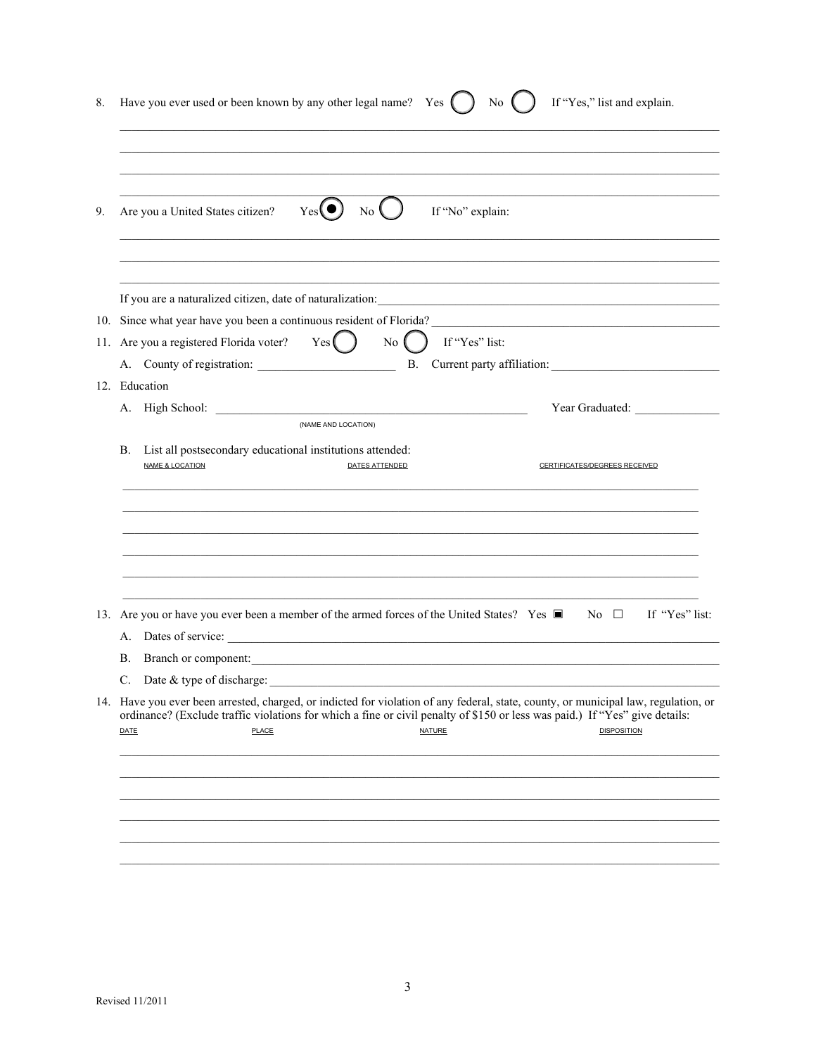8. Have you ever used or been known by any other legal name? Yes ◯ No ◯ If "Yes," list and explain.

______________________________________________________________________________

______________________________________________________________________________

______________________________________________________________________________

______________________________________________________________________________

9. Are you a United States citizen? Yes ◉ No ◯ If "No" explain:

______________________________________________________________________________

______________________________________________________________________________

______________________________________________________________________________

If you are a naturalized citizen, date of naturalization: ______________________________

10. Since what year have you been a continuous resident of Florida? ______________________________

11. Are you a registered Florida voter? Yes ◯ No ◯ If "Yes" list:

   A. County of registration: ______________________ B. Current party affiliation: ______________________

12. Education

   A. High School: ________________________________________ Year Graduated: ______________
   (NAME AND LOCATION)

   B. List all postsecondary educational institutions attended:

| NAME & LOCATION | DATES ATTENDED | CERTIFICATES/DEGREES RECEIVED |
| --- | --- | --- |
| | | |
| | | |
| | | |
| | | |
| | | |
| | | |

13. Are you or have you ever been a member of the armed forces of the United States? Yes ▣ No ☐ If "Yes" list:

   A. Dates of service: ______________________________________________________________

   B. Branch or component: ___________________________________________________________

   C. Date & type of discharge: _______________________________________________________

14. Have you ever been arrested, charged, or indicted for violation of any federal, state, county, or municipal law, regulation, or ordinance? (Exclude traffic violations for which a fine or civil penalty of $150 or less was paid.) If "Yes" give details:

| DATE | PLACE | NATURE | DISPOSITION |
| --- | --- | --- | --- |
| | | | |
| | | | |
| | | | |
| | | | |
| | | | |
| | | | |

Revised 11/2011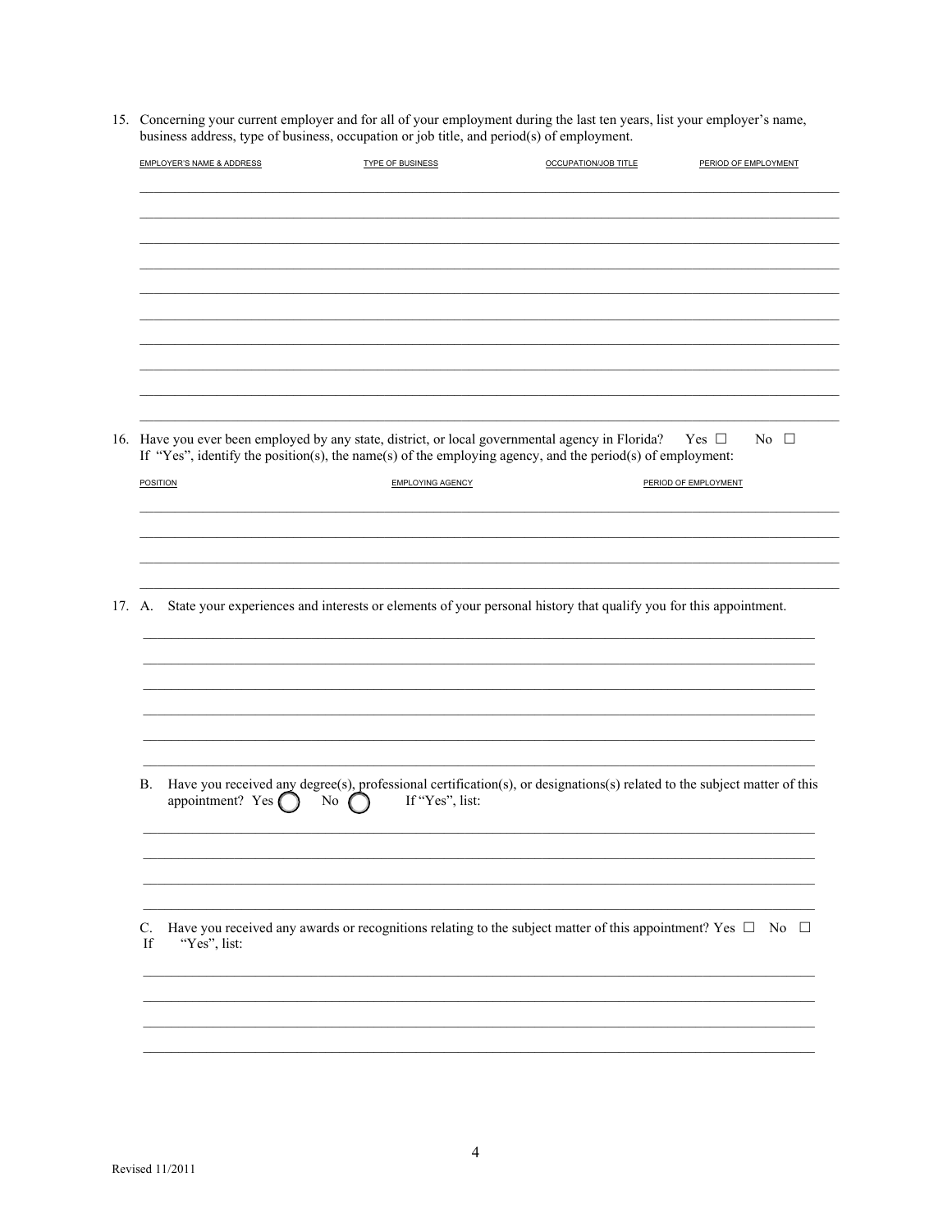15. Concerning your current employer and for all of your employment during the last ten years, list your employer's name, business address, type of business, occupation or job title, and period(s) of employment.

| EMPLOYER'S NAME & ADDRESS | TYPE OF BUSINESS | OCCUPATION/JOB TITLE | PERIOD OF EMPLOYMENT |
|---|---|---|---|
| | | | |
| | | | |
| | | | |
| | | | |
| | | | |
| | | | |
| | | | |
| | | | |
| | | | |
| | | | |

16. Have you ever been employed by any state, district, or local governmental agency in Florida? Yes ☐ No ☐
If "Yes", identify the position(s), the name(s) of the employing agency, and the period(s) of employment:

| POSITION | EMPLOYING AGENCY | PERIOD OF EMPLOYMENT |
|---|---|---|
| | | |
| | | |
| | | |
| | | |

17. A. State your experiences and interests or elements of your personal history that qualify you for this appointment.

______________________________________________________________________________

______________________________________________________________________________

______________________________________________________________________________

______________________________________________________________________________

______________________________________________________________________________

______________________________________________________________________________

B. Have you received any degree(s), professional certification(s), or designations(s) related to the subject matter of this appointment? Yes ◯ No ◯ If "Yes", list:

______________________________________________________________________________

______________________________________________________________________________

______________________________________________________________________________

______________________________________________________________________________

C. Have you received any awards or recognitions relating to the subject matter of this appointment? Yes ☐ No ☐
If "Yes", list:

______________________________________________________________________________

______________________________________________________________________________

______________________________________________________________________________

______________________________________________________________________________

Revised 11/2011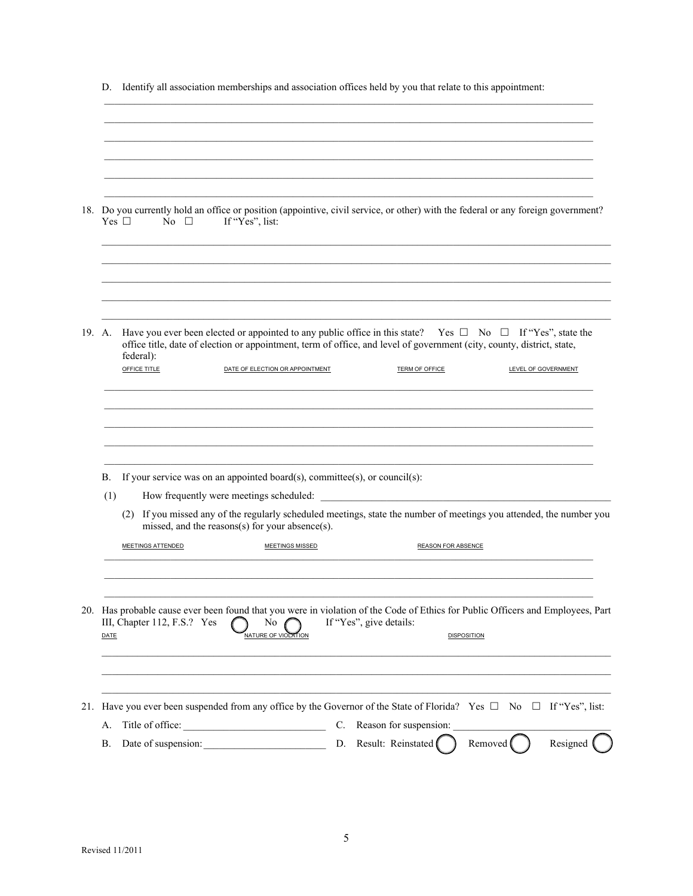D. Identify all association memberships and association offices held by you that relate to this appointment:

______________________________________________________________________________

______________________________________________________________________________

______________________________________________________________________________

______________________________________________________________________________

______________________________________________________________________________

______________________________________________________________________________

18. Do you currently hold an office or position (appointive, civil service, or other) with the federal or any foreign government? Yes ☐ No ☐ If "Yes", list:

______________________________________________________________________________

______________________________________________________________________________

______________________________________________________________________________

______________________________________________________________________________

______________________________________________________________________________

19. A. Have you ever been elected or appointed to any public office in this state? Yes ☐ No ☐ If "Yes", state the office title, date of election or appointment, term of office, and level of government (city, county, district, state, federal):

| OFFICE TITLE | DATE OF ELECTION OR APPOINTMENT | TERM OF OFFICE | LEVEL OF GOVERNMENT |
|---|---|---|---|
| | | | |
| | | | |
| | | | |
| | | | |
| | | | |

B. If your service was on an appointed board(s), committee(s), or council(s):

(1) How frequently were meetings scheduled: ______________________________

(2) If you missed any of the regularly scheduled meetings, state the number of meetings you attended, the number you missed, and the reasons(s) for your absence(s).

| MEETINGS ATTENDED | MEETINGS MISSED | REASON FOR ABSENCE |
|---|---|---|
| | | |
| | | |
| | | |

20. Has probable cause ever been found that you were in violation of the Code of Ethics for Public Officers and Employees, Part III, Chapter 112, F.S.? Yes ◯ No ◯ If "Yes", give details:

| DATE | NATURE OF VIOLATION | DISPOSITION |
|---|---|---|
| | | |
| | | |
| | | |

21. Have you ever been suspended from any office by the Governor of the State of Florida? Yes ☐ No ☐ If "Yes", list:

A. Title of office: ______________________ C. Reason for suspension: ______________________

B. Date of suspension: ______________________ D. Result: Reinstated ◯ Removed ◯ Resigned ◯

Revised 11/2011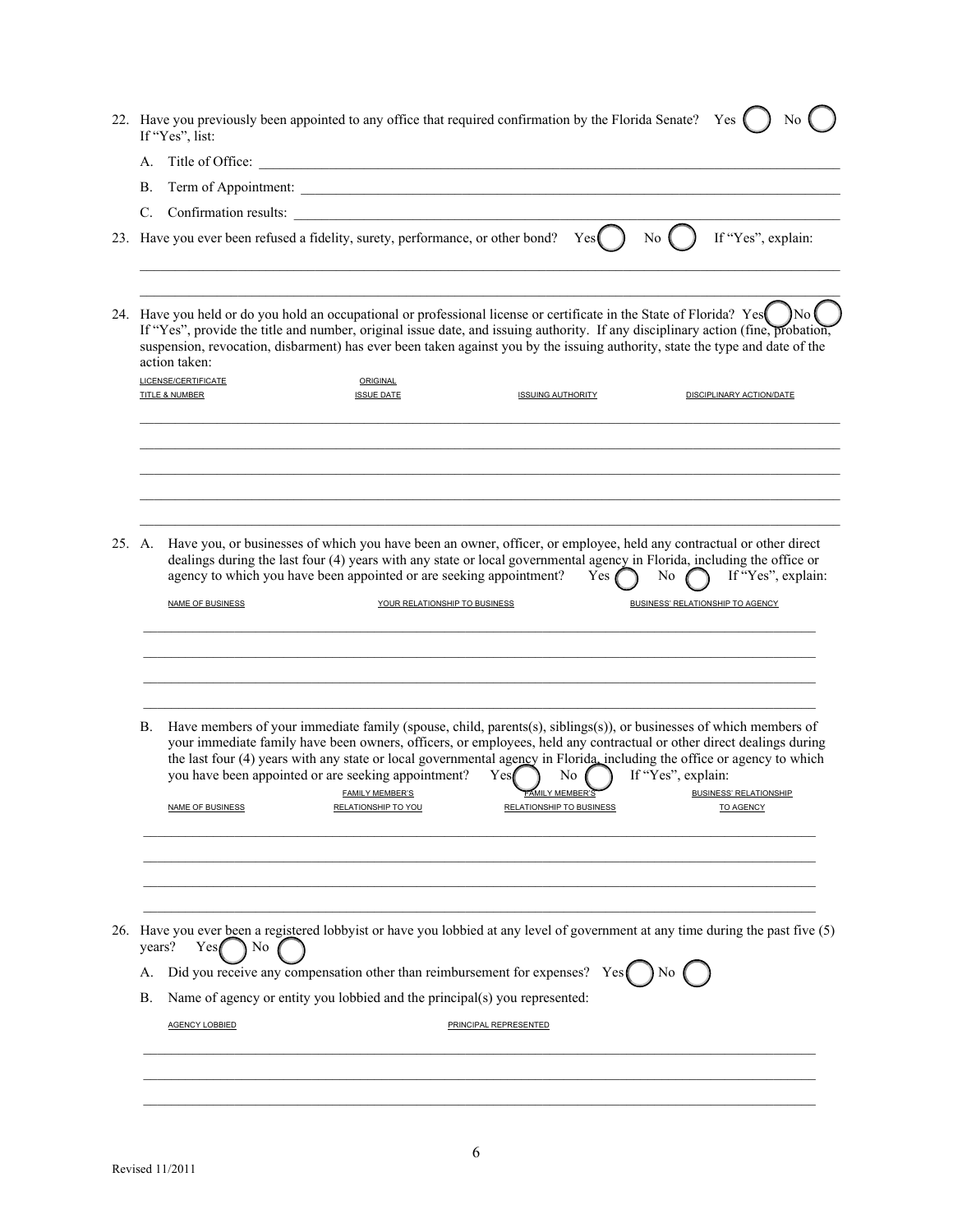22. Have you previously been appointed to any office that required confirmation by the Florida Senate? Yes ◯ No ◯
    If "Yes", list:

    A. Title of Office: ______________________________

    B. Term of Appointment: ______________________________

    C. Confirmation results: ______________________________

23. Have you ever been refused a fidelity, surety, performance, or other bond? Yes ◯ No ◯ If "Yes", explain:

    ______________________________

    ______________________________

24. Have you held or do you hold an occupational or professional license or certificate in the State of Florida? Yes ◯ No ◯
    If "Yes", provide the title and number, original issue date, and issuing authority. If any disciplinary action (fine, probation, suspension, revocation, disbarment) has ever been taken against you by the issuing authority, state the type and date of the action taken:

| LICENSE/CERTIFICATE TITLE & NUMBER | ORIGINAL ISSUE DATE | ISSUING AUTHORITY | DISCIPLINARY ACTION/DATE |
|---|---|---|---|
| | | | |
| | | | |
| | | | |
| | | | |
| | | | |

25. A. Have you, or businesses of which you have been an owner, officer, or employee, held any contractual or other direct dealings during the last four (4) years with any state or local governmental agency in Florida, including the office or agency to which you have been appointed or are seeking appointment? Yes ◯ No ◯ If "Yes", explain:

| NAME OF BUSINESS | YOUR RELATIONSHIP TO BUSINESS | BUSINESS' RELATIONSHIP TO AGENCY |
|---|---|---|
| | | |
| | | |
| | | |
| | | |

    B. Have members of your immediate family (spouse, child, parents(s), siblings(s)), or businesses of which members of your immediate family have been owners, officers, or employees, held any contractual or other direct dealings during the last four (4) years with any state or local governmental agency in Florida, including the office or agency to which you have been appointed or are seeking appointment? Yes ◯ No ◯ If "Yes", explain:

| NAME OF BUSINESS | FAMILY MEMBER'S RELATIONSHIP TO YOU | FAMILY MEMBER'S RELATIONSHIP TO BUSINESS | BUSINESS' RELATIONSHIP TO AGENCY |
|---|---|---|---|
| | | | |
| | | | |
| | | | |
| | | | |

26. Have you ever been a registered lobbyist or have you lobbied at any level of government at any time during the past five (5) years? Yes ◯ No ◯

    A. Did you receive any compensation other than reimbursement for expenses? Yes ◯ No ◯

    B. Name of agency or entity you lobbied and the principal(s) you represented:

| AGENCY LOBBIED | PRINCIPAL REPRESENTED |
|---|---|
| | |
| | |
| | |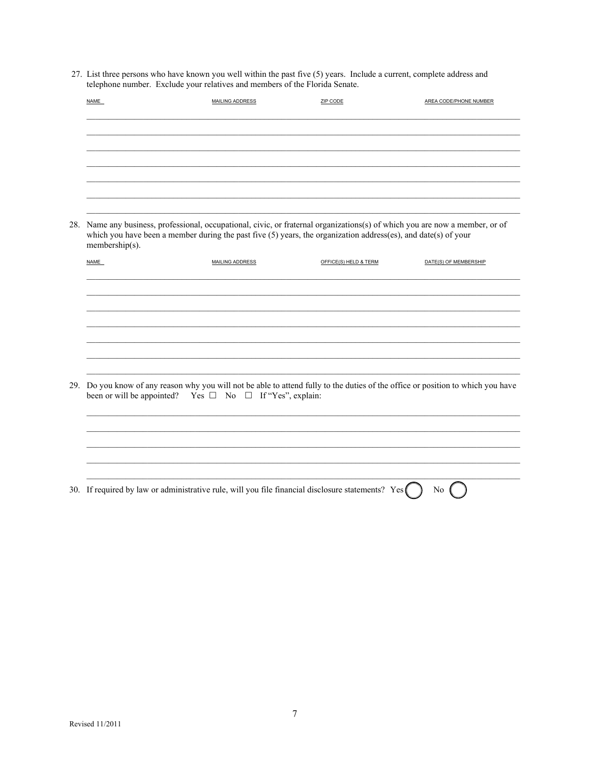27. List three persons who have known you well within the past five (5) years. Include a current, complete address and telephone number. Exclude your relatives and members of the Florida Senate.

| NAME | MAILING ADDRESS | ZIP CODE | AREA CODE/PHONE NUMBER |
| --- | --- | --- | --- |
| | | | |
| | | | |
| | | | |
| | | | |
| | | | |
| | | | |
| | | | |

28. Name any business, professional, occupational, civic, or fraternal organizations(s) of which you are now a member, or of which you have been a member during the past five (5) years, the organization address(es), and date(s) of your membership(s).

| NAME | MAILING ADDRESS | OFFICE(S) HELD & TERM | DATE(S) OF MEMBERSHIP |
| --- | --- | --- | --- |
| | | | |
| | | | |
| | | | |
| | | | |
| | | | |
| | | | |
| | | | |

29. Do you know of any reason why you will not be able to attend fully to the duties of the office or position to which you have been or will be appointed? Yes ☐ No ☐ If "Yes", explain:

_______________________________________________

_______________________________________________

_______________________________________________

_______________________________________________

_______________________________________________

30. If required by law or administrative rule, will you file financial disclosure statements? Yes ◯ No ◯

Revised 11/2011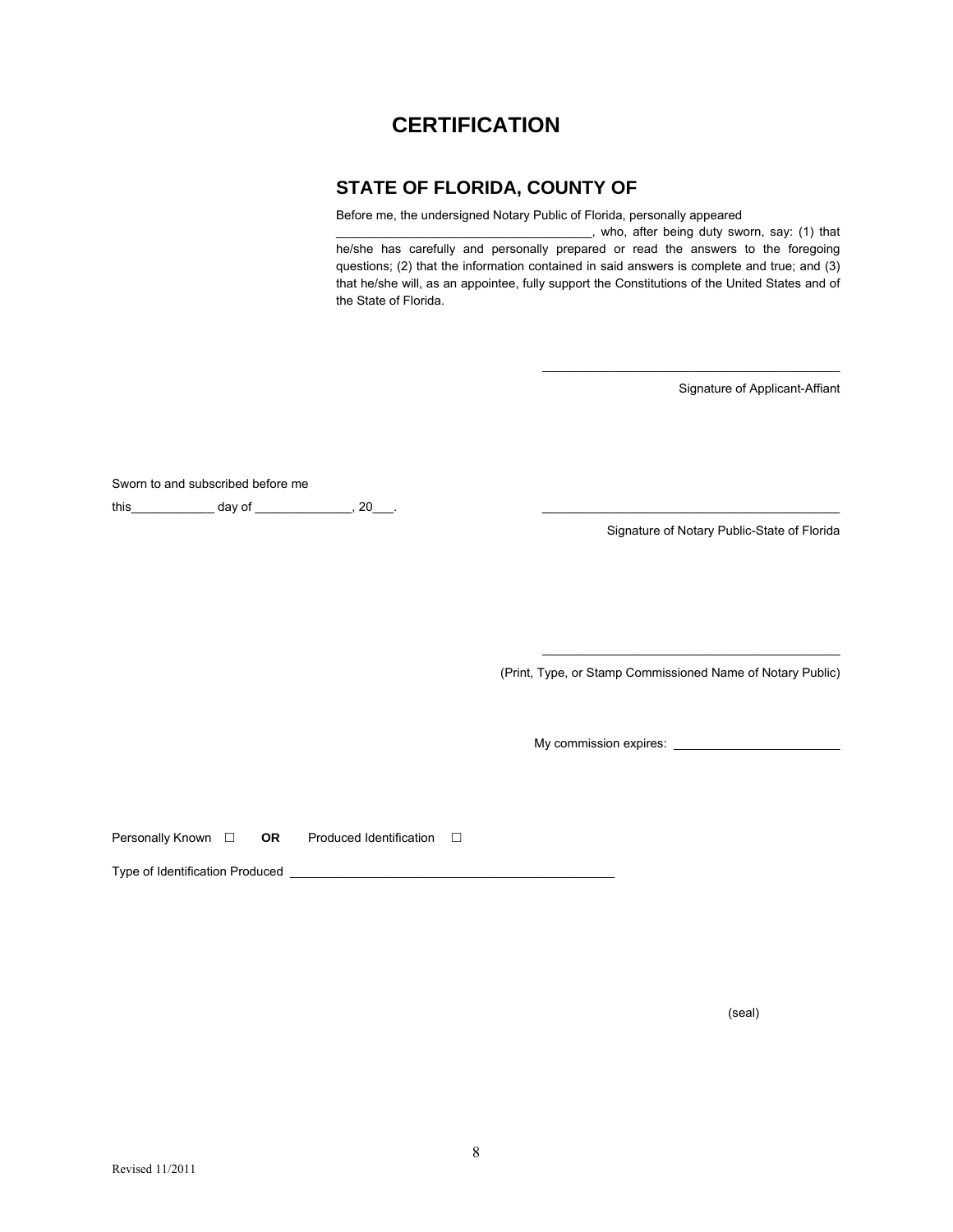# CERTIFICATION

## STATE OF FLORIDA, COUNTY OF

Before me, the undersigned Notary Public of Florida, personally appeared ____________________________________, who, after being duty sworn, say: (1) that he/she has carefully and personally prepared or read the answers to the foregoing questions; (2) that the information contained in said answers is complete and true; and (3) that he/she will, as an appointee, fully support the Constitutions of the United States and of the State of Florida.

____________________________________________
Signature of Applicant-Affiant

Sworn to and subscribed before me

this____________ day of ______________, 20___.

____________________________________________
Signature of Notary Public-State of Florida

____________________________________________
(Print, Type, or Stamp Commissioned Name of Notary Public)

My commission expires: ________________________

Personally Known ☐ **OR** Produced Identification ☐

Type of Identification Produced ______________________________________________

(seal)

Revised 11/2011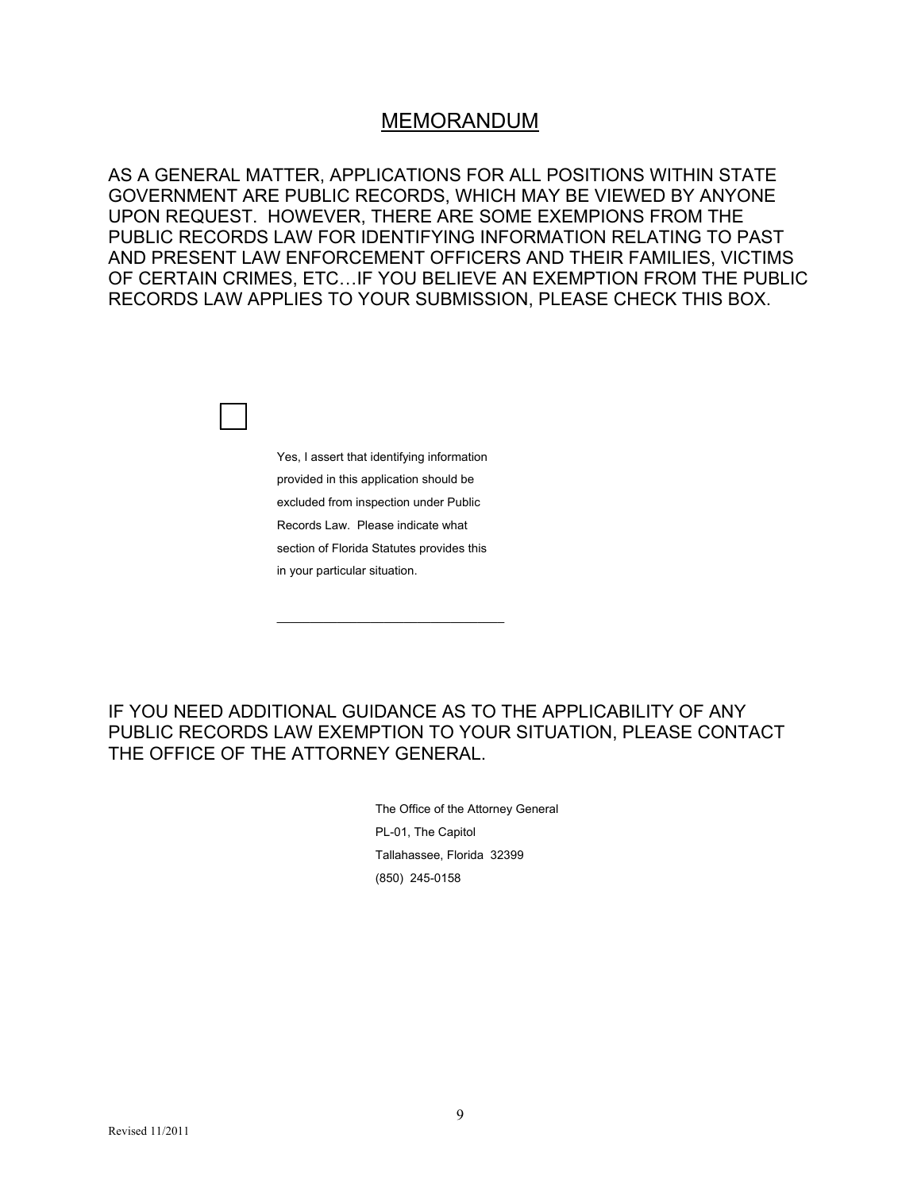# MEMORANDUM

AS A GENERAL MATTER, APPLICATIONS FOR ALL POSITIONS WITHIN STATE GOVERNMENT ARE PUBLIC RECORDS, WHICH MAY BE VIEWED BY ANYONE UPON REQUEST. HOWEVER, THERE ARE SOME EXEMPIONS FROM THE PUBLIC RECORDS LAW FOR IDENTIFYING INFORMATION RELATING TO PAST AND PRESENT LAW ENFORCEMENT OFFICERS AND THEIR FAMILIES, VICTIMS OF CERTAIN CRIMES, ETC…IF YOU BELIEVE AN EXEMPTION FROM THE PUBLIC RECORDS LAW APPLIES TO YOUR SUBMISSION, PLEASE CHECK THIS BOX.

☐

Yes, I assert that identifying information provided in this application should be excluded from inspection under Public Records Law. Please indicate what section of Florida Statutes provides this in your particular situation.

______________________________

IF YOU NEED ADDITIONAL GUIDANCE AS TO THE APPLICABILITY OF ANY PUBLIC RECORDS LAW EXEMPTION TO YOUR SITUATION, PLEASE CONTACT THE OFFICE OF THE ATTORNEY GENERAL.

The Office of the Attorney General
PL-01, The Capitol
Tallahassee, Florida 32399
(850) 245-0158

Revised 11/2011